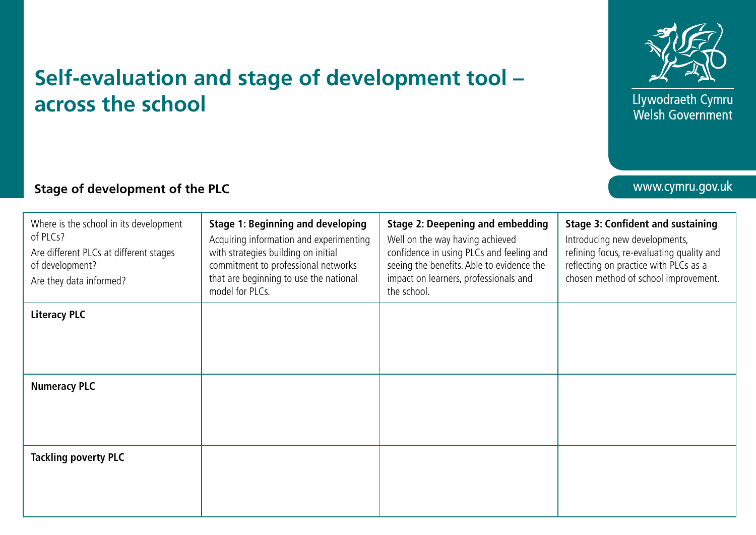# Self-evaluation and stage of development tool – across the school

Llywodraeth Cymru
Welsh Government

www.cymru.gov.uk

## Stage of development of the PLC

| Where is the school in its development of PLCs? Are different PLCs at different stages of development? Are they data informed? | **Stage 1: Beginning and developing** Acquiring information and experimenting with strategies building on initial commitment to professional networks that are beginning to use the national model for PLCs. | **Stage 2: Deepening and embedding** Well on the way having achieved confidence in using PLCs and feeling and seeing the benefits. Able to evidence the impact on learners, professionals and the school. | **Stage 3: Confident and sustaining** Introducing new developments, refining focus, re-evaluating quality and reflecting on practice with PLCs as a chosen method of school improvement. |
|---|---|---|---|
| **Literacy PLC** | | | |
| **Numeracy PLC** | | | |
| **Tackling poverty PLC** | | | |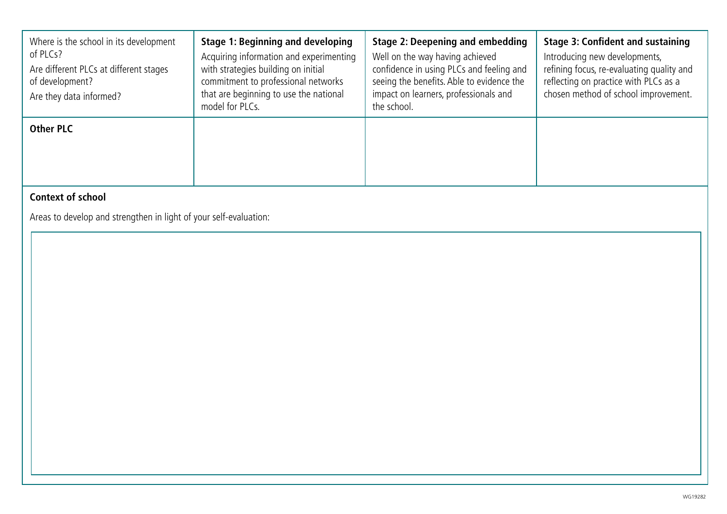| Where is the school in its development of PLCs?<br>Are different PLCs at different stages of development?<br>Are they data informed? | **Stage 1: Beginning and developing**<br>Acquiring information and experimenting with strategies building on initial commitment to professional networks that are beginning to use the national model for PLCs. | **Stage 2: Deepening and embedding**<br>Well on the way having achieved confidence in using PLCs and feeling and seeing the benefits. Able to evidence the impact on learners, professionals and the school. | **Stage 3: Confident and sustaining**<br>Introducing new developments, refining focus, re-evaluating quality and reflecting on practice with PLCs as a chosen method of school improvement. |
|---|---|---|---|
| **Other PLC** | | | |

**Context of school**

Areas to develop and strengthen in light of your self-evaluation:

WG19282